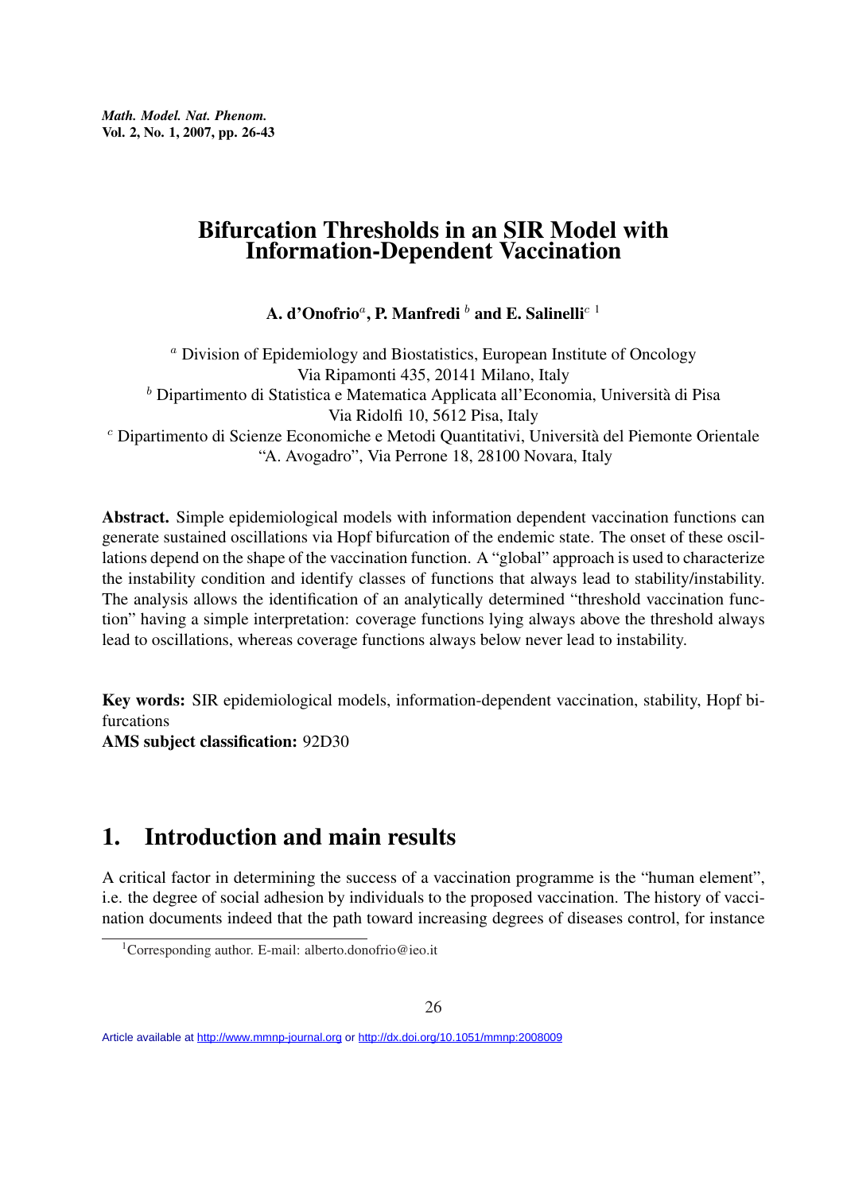# Bifurcation Thresholds in an SIR Model with Information-Dependent Vaccination

**A. d'Onofrio[a], P. Manfredi[b] and E. Salinelli[c] [1]**

[a] Division of Epidemiology and Biostatistics, European Institute of Oncology
Via Ripamonti 435, 20141 Milano, Italy

[b] Dipartimento di Statistica e Matematica Applicata all'Economia, Università di Pisa
Via Ridolfi 10, 5612 Pisa, Italy

[c] Dipartimento di Scienze Economiche e Metodi Quantitativi, Università del Piemonte Orientale
"A. Avogadro", Via Perrone 18, 28100 Novara, Italy

**Abstract.** Simple epidemiological models with information dependent vaccination functions can generate sustained oscillations via Hopf bifurcation of the endemic state. The onset of these oscillations depend on the shape of the vaccination function. A "global" approach is used to characterize the instability condition and identify classes of functions that always lead to stability/instability. The analysis allows the identification of an analytically determined "threshold vaccination function" having a simple interpretation: coverage functions lying always above the threshold always lead to oscillations, whereas coverage functions always below never lead to instability.

**Key words:** SIR epidemiological models, information-dependent vaccination, stability, Hopf bifurcations

**AMS subject classification:** 92D30

## 1. Introduction and main results

A critical factor in determining the success of a vaccination programme is the "human element", i.e. the degree of social adhesion by individuals to the proposed vaccination. The history of vaccination documents indeed that the path toward increasing degrees of diseases control, for instance

[1] Corresponding author. E-mail: alberto.donofrio@ieo.it

Article available at http://www.mmnp-journal.org or http://dx.doi.org/10.1051/mmnp:2008009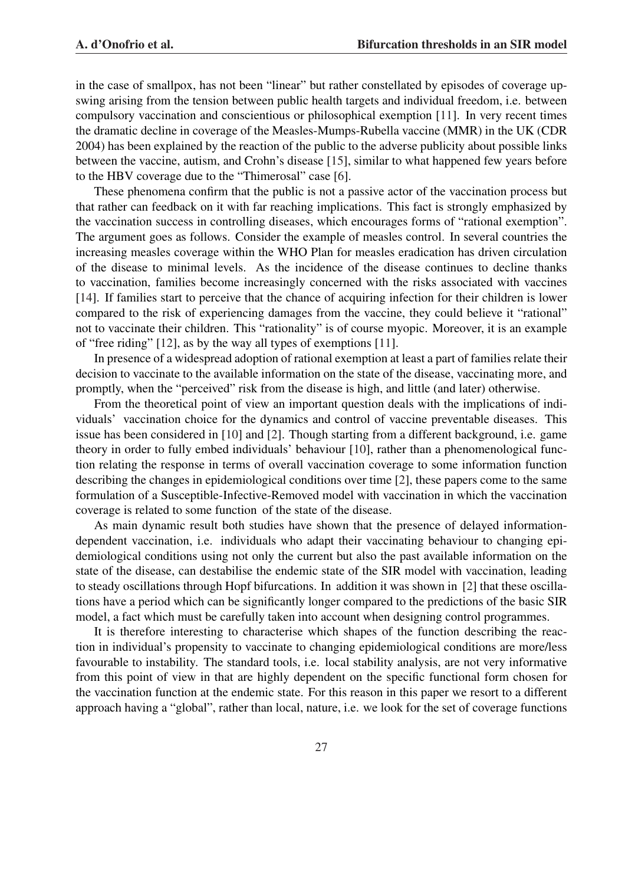in the case of smallpox, has not been "linear" but rather constellated by episodes of coverage upswing arising from the tension between public health targets and individual freedom, i.e. between compulsory vaccination and conscientious or philosophical exemption [11]. In very recent times the dramatic decline in coverage of the Measles-Mumps-Rubella vaccine (MMR) in the UK (CDR 2004) has been explained by the reaction of the public to the adverse publicity about possible links between the vaccine, autism, and Crohn's disease [15], similar to what happened few years before to the HBV coverage due to the "Thimerosal" case [6].

These phenomena confirm that the public is not a passive actor of the vaccination process but that rather can feedback on it with far reaching implications. This fact is strongly emphasized by the vaccination success in controlling diseases, which encourages forms of "rational exemption". The argument goes as follows. Consider the example of measles control. In several countries the increasing measles coverage within the WHO Plan for measles eradication has driven circulation of the disease to minimal levels. As the incidence of the disease continues to decline thanks to vaccination, families become increasingly concerned with the risks associated with vaccines [14]. If families start to perceive that the chance of acquiring infection for their children is lower compared to the risk of experiencing damages from the vaccine, they could believe it "rational" not to vaccinate their children. This "rationality" is of course myopic. Moreover, it is an example of "free riding" [12], as by the way all types of exemptions [11].

In presence of a widespread adoption of rational exemption at least a part of families relate their decision to vaccinate to the available information on the state of the disease, vaccinating more, and promptly, when the "perceived" risk from the disease is high, and little (and later) otherwise.

From the theoretical point of view an important question deals with the implications of individuals' vaccination choice for the dynamics and control of vaccine preventable diseases. This issue has been considered in [10] and [2]. Though starting from a different background, i.e. game theory in order to fully embed individuals' behaviour [10], rather than a phenomenological function relating the response in terms of overall vaccination coverage to some information function describing the changes in epidemiological conditions over time [2], these papers come to the same formulation of a Susceptible-Infective-Removed model with vaccination in which the vaccination coverage is related to some function of the state of the disease.

As main dynamic result both studies have shown that the presence of delayed information-dependent vaccination, i.e. individuals who adapt their vaccinating behaviour to changing epidemiological conditions using not only the current but also the past available information on the state of the disease, can destabilise the endemic state of the SIR model with vaccination, leading to steady oscillations through Hopf bifurcations. In addition it was shown in [2] that these oscillations have a period which can be significantly longer compared to the predictions of the basic SIR model, a fact which must be carefully taken into account when designing control programmes.

It is therefore interesting to characterise which shapes of the function describing the reaction in individual's propensity to vaccinate to changing epidemiological conditions are more/less favourable to instability. The standard tools, i.e. local stability analysis, are not very informative from this point of view in that are highly dependent on the specific functional form chosen for the vaccination function at the endemic state. For this reason in this paper we resort to a different approach having a "global", rather than local, nature, i.e. we look for the set of coverage functions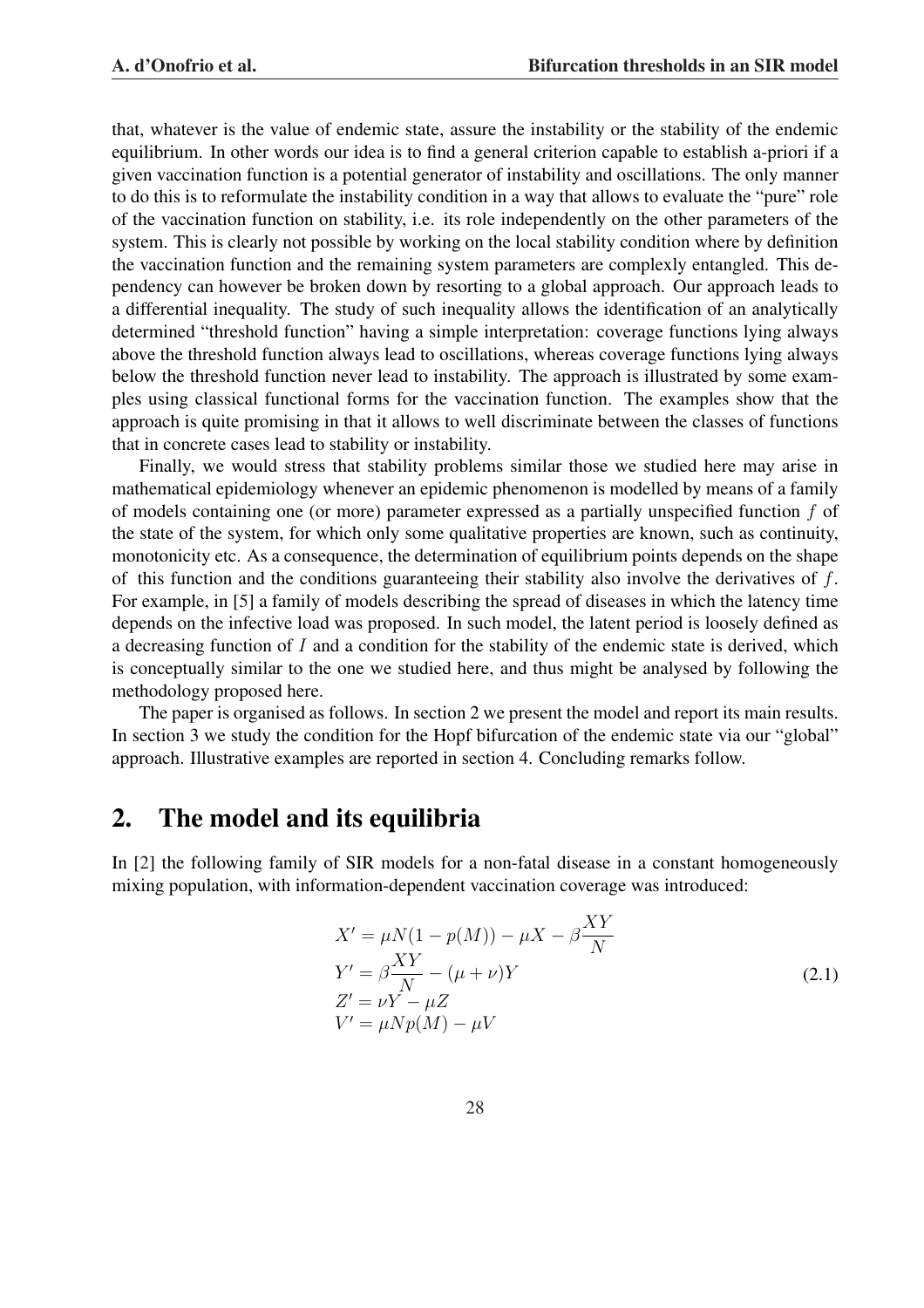that, whatever is the value of endemic state, assure the instability or the stability of the endemic equilibrium. In other words our idea is to find a general criterion capable to establish a-priori if a given vaccination function is a potential generator of instability and oscillations. The only manner to do this is to reformulate the instability condition in a way that allows to evaluate the "pure" role of the vaccination function on stability, i.e. its role independently on the other parameters of the system. This is clearly not possible by working on the local stability condition where by definition the vaccination function and the remaining system parameters are complexly entangled. This dependency can however be broken down by resorting to a global approach. Our approach leads to a differential inequality. The study of such inequality allows the identification of an analytically determined "threshold function" having a simple interpretation: coverage functions lying always above the threshold function always lead to oscillations, whereas coverage functions lying always below the threshold function never lead to instability. The approach is illustrated by some examples using classical functional forms for the vaccination function. The examples show that the approach is quite promising in that it allows to well discriminate between the classes of functions that in concrete cases lead to stability or instability.

Finally, we would stress that stability problems similar those we studied here may arise in mathematical epidemiology whenever an epidemic phenomenon is modelled by means of a family of models containing one (or more) parameter expressed as a partially unspecified function $f$ of the state of the system, for which only some qualitative properties are known, such as continuity, monotonicity etc. As a consequence, the determination of equilibrium points depends on the shape of this function and the conditions guaranteeing their stability also involve the derivatives of $f$. For example, in [5] a family of models describing the spread of diseases in which the latency time depends on the infective load was proposed. In such model, the latent period is loosely defined as a decreasing function of $I$ and a condition for the stability of the endemic state is derived, which is conceptually similar to the one we studied here, and thus might be analysed by following the methodology proposed here.

The paper is organised as follows. In section 2 we present the model and report its main results. In section 3 we study the condition for the Hopf bifurcation of the endemic state via our "global" approach. Illustrative examples are reported in section 4. Concluding remarks follow.

## 2. The model and its equilibria

In [2] the following family of SIR models for a non-fatal disease in a constant homogeneously mixing population, with information-dependent vaccination coverage was introduced:

$$
\begin{aligned}
X' &= \mu N(1 - p(M)) - \mu X - \beta \frac{XY}{N} \\
Y' &= \beta \frac{XY}{N} - (\mu + \nu)Y \\
Z' &= \nu Y - \mu Z \\
V' &= \mu N p(M) - \mu V
\end{aligned}
\tag{2.1}
$$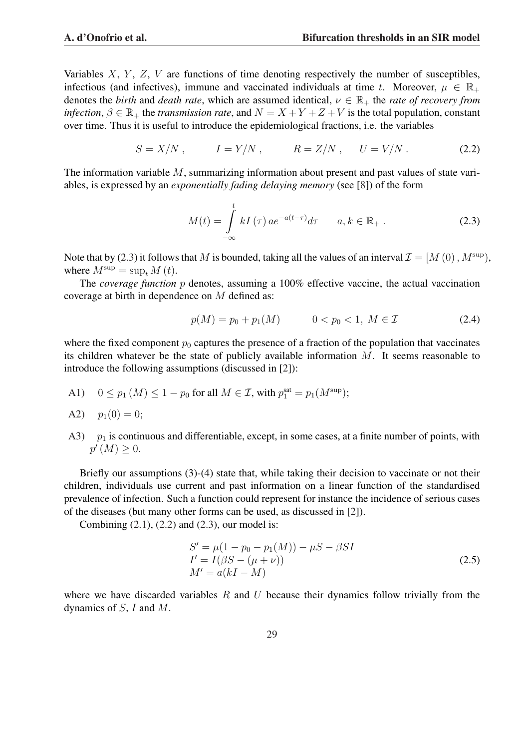Variables $X$, $Y$, $Z$, $V$ are functions of time denoting respectively the number of susceptibles, infectious (and infectives), immune and vaccinated individuals at time $t$. Moreover, $\mu \in \mathbb{R}_+$ denotes the *birth* and *death rate*, which are assumed identical, $\nu \in \mathbb{R}_+$ the *rate of recovery from infection*, $\beta \in \mathbb{R}_+$ the *transmission rate*, and $N = X + Y + Z + V$ is the total population, constant over time. Thus it is useful to introduce the epidemiological fractions, i.e. the variables

$$S = X/N \,, \qquad I = Y/N \,, \qquad R = Z/N \,, \qquad U = V/N \,. \tag{2.2}$$

The information variable $M$, summarizing information about present and past values of state variables, is expressed by an *exponentially fading delaying memory* (see [8]) of the form

$$M(t) = \int_{-\infty}^{t} kI\left(\tau\right) ae^{-a(t-\tau)} d\tau \qquad a, k \in \mathbb{R}_+ \,. \tag{2.3}$$

Note that by (2.3) it follows that $M$ is bounded, taking all the values of an interval $\mathcal{I} = [M\left(0\right), M^{\sup})$, where $M^{\sup} = \sup_t M\left(t\right)$.

The *coverage function* $p$ denotes, assuming a 100% effective vaccine, the actual vaccination coverage at birth in dependence on $M$ defined as:

$$p(M) = p_0 + p_1(M) \qquad 0 < p_0 < 1, \; M \in \mathcal{I} \tag{2.4}$$

where the fixed component $p_0$ captures the presence of a fraction of the population that vaccinates its children whatever be the state of publicly available information $M$. It seems reasonable to introduce the following assumptions (discussed in [2]):

- A1) $0 \leq p_1\left(M\right) \leq 1 - p_0$ for all $M \in \mathcal{I}$, with $p_1^{\text{sat}} = p_1(M^{\sup})$;
- A2) $p_1(0) = 0$;
- A3) $p_1$ is continuous and differentiable, except, in some cases, at a finite number of points, with $p'\left(M\right) \geq 0$.

Briefly our assumptions (3)-(4) state that, while taking their decision to vaccinate or not their children, individuals use current and past information on a linear function of the standardised prevalence of infection. Such a function could represent for instance the incidence of serious cases of the diseases (but many other forms can be used, as discussed in [2]).

Combining (2.1), (2.2) and (2.3), our model is:

$$\begin{aligned}
S' &= \mu(1 - p_0 - p_1(M)) - \mu S - \beta S I \\
I' &= I(\beta S - (\mu + \nu)) \\
M' &= a(kI - M)
\end{aligned} \tag{2.5}$$

where we have discarded variables $R$ and $U$ because their dynamics follow trivially from the dynamics of $S$, $I$ and $M$.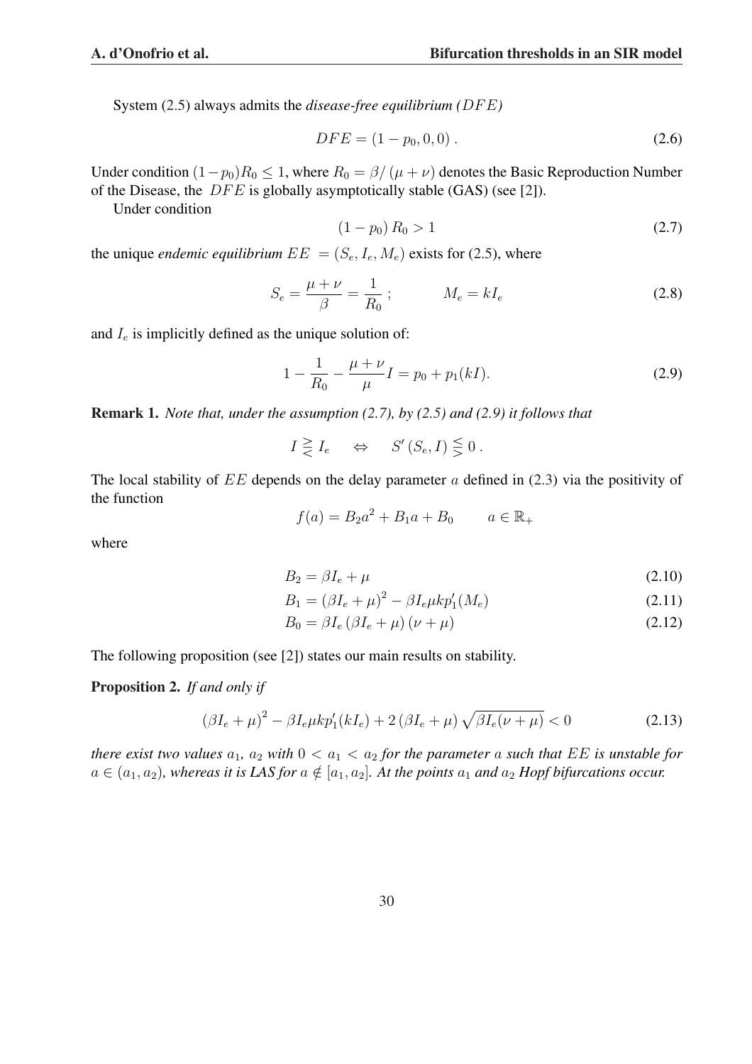System (2.5) always admits the *disease-free equilibrium* $(DFE)$

$$DFE = (1 - p_0, 0, 0) \, . \tag{2.6}$$

Under condition $(1-p_0)R_0 \leq 1$, where $R_0 = \beta / (\mu + \nu)$ denotes the Basic Reproduction Number of the Disease, the $DFE$ is globally asymptotically stable (GAS) (see [2]).

Under condition

$$(1 - p_0) \, R_0 > 1 \tag{2.7}$$

the unique *endemic equilibrium* $EE = (S_e, I_e, M_e)$ exists for (2.5), where

$$S_e = \frac{\mu + \nu}{\beta} = \frac{1}{R_0} \, ; \qquad\qquad M_e = kI_e \tag{2.8}$$

and $I_e$ is implicitly defined as the unique solution of:

$$1 - \frac{1}{R_0} - \frac{\mu + \nu}{\mu} I = p_0 + p_1(kI). \tag{2.9}$$

**Remark 1.** *Note that, under the assumption (2.7), by (2.5) and (2.9) it follows that*

$$I \gtreqless I_e \quad \Leftrightarrow \quad S'(S_e, I) \lesseqgtr 0 \, .$$

The local stability of $EE$ depends on the delay parameter $a$ defined in (2.3) via the positivity of the function

$$f(a) = B_2 a^2 + B_1 a + B_0 \qquad a \in \mathbb{R}_+$$

where

$$B_2 = \beta I_e + \mu \tag{2.10}$$

$$B_1 = (\beta I_e + \mu)^2 - \beta I_e \mu k p_1'(M_e) \tag{2.11}$$

$$B_0 = \beta I_e (\beta I_e + \mu)(\nu + \mu) \tag{2.12}$$

The following proposition (see [2]) states our main results on stability.

**Proposition 2.** *If and only if*

$$(\beta I_e + \mu)^2 - \beta I_e \mu k p_1'(kI_e) + 2(\beta I_e + \mu)\sqrt{\beta I_e(\nu + \mu)} < 0 \tag{2.13}$$

*there exist two values $a_1$, $a_2$ with $0 < a_1 < a_2$ for the parameter $a$ such that $EE$ is unstable for $a \in (a_1, a_2)$, whereas it is LAS for $a \notin [a_1, a_2]$. At the points $a_1$ and $a_2$ Hopf bifurcations occur.*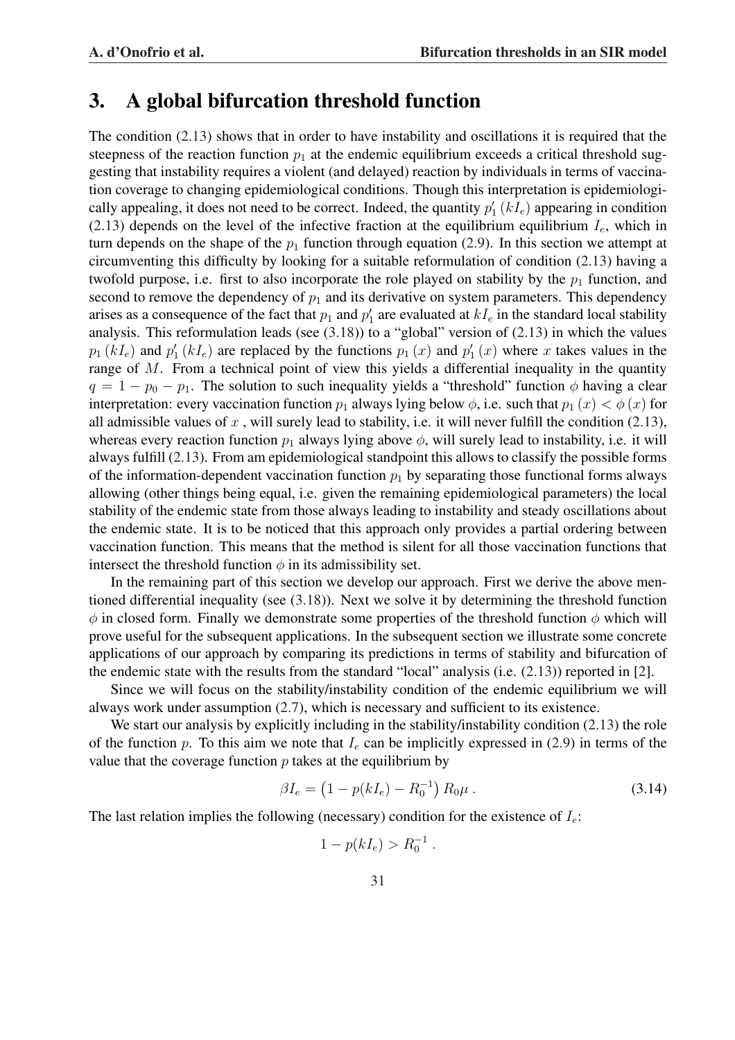## 3. A global bifurcation threshold function

The condition (2.13) shows that in order to have instability and oscillations it is required that the steepness of the reaction function $p_1$ at the endemic equilibrium exceeds a critical threshold suggesting that instability requires a violent (and delayed) reaction by individuals in terms of vaccination coverage to changing epidemiological conditions. Though this interpretation is epidemiologically appealing, it does not need to be correct. Indeed, the quantity $p_1'(kI_e)$ appearing in condition (2.13) depends on the level of the infective fraction at the equilibrium equilibrium $I_e$, which in turn depends on the shape of the $p_1$ function through equation (2.9). In this section we attempt at circumventing this difficulty by looking for a suitable reformulation of condition (2.13) having a twofold purpose, i.e. first to also incorporate the role played on stability by the $p_1$ function, and second to remove the dependency of $p_1$ and its derivative on system parameters. This dependency arises as a consequence of the fact that $p_1$ and $p_1'$ are evaluated at $kI_e$ in the standard local stability analysis. This reformulation leads (see (3.18)) to a "global" version of (2.13) in which the values $p_1(kI_e)$ and $p_1'(kI_e)$ are replaced by the functions $p_1(x)$ and $p_1'(x)$ where $x$ takes values in the range of $M$. From a technical point of view this yields a differential inequality in the quantity $q = 1 - p_0 - p_1$. The solution to such inequality yields a "threshold" function $\phi$ having a clear interpretation: every vaccination function $p_1$ always lying below $\phi$, i.e. such that $p_1(x) < \phi(x)$ for all admissible values of $x$, will surely lead to stability, i.e. it will never fulfill the condition (2.13), whereas every reaction function $p_1$ always lying above $\phi$, will surely lead to instability, i.e. it will always fulfill (2.13). From am epidemiological standpoint this allows to classify the possible forms of the information-dependent vaccination function $p_1$ by separating those functional forms always allowing (other things being equal, i.e. given the remaining epidemiological parameters) the local stability of the endemic state from those always leading to instability and steady oscillations about the endemic state. It is to be noticed that this approach only provides a partial ordering between vaccination function. This means that the method is silent for all those vaccination functions that intersect the threshold function $\phi$ in its admissibility set.

In the remaining part of this section we develop our approach. First we derive the above mentioned differential inequality (see (3.18)). Next we solve it by determining the threshold function $\phi$ in closed form. Finally we demonstrate some properties of the threshold function $\phi$ which will prove useful for the subsequent applications. In the subsequent section we illustrate some concrete applications of our approach by comparing its predictions in terms of stability and bifurcation of the endemic state with the results from the standard "local" analysis (i.e. (2.13)) reported in [2].

Since we will focus on the stability/instability condition of the endemic equilibrium we will always work under assumption (2.7), which is necessary and sufficient to its existence.

We start our analysis by explicitly including in the stability/instability condition (2.13) the role of the function $p$. To this aim we note that $I_e$ can be implicitly expressed in (2.9) in terms of the value that the coverage function $p$ takes at the equilibrium by

$$\beta I_e = \left(1 - p(kI_e) - R_0^{-1}\right) R_0 \mu \,. \tag{3.14}$$

The last relation implies the following (necessary) condition for the existence of $I_e$:

$$1 - p(kI_e) > R_0^{-1} \,.$$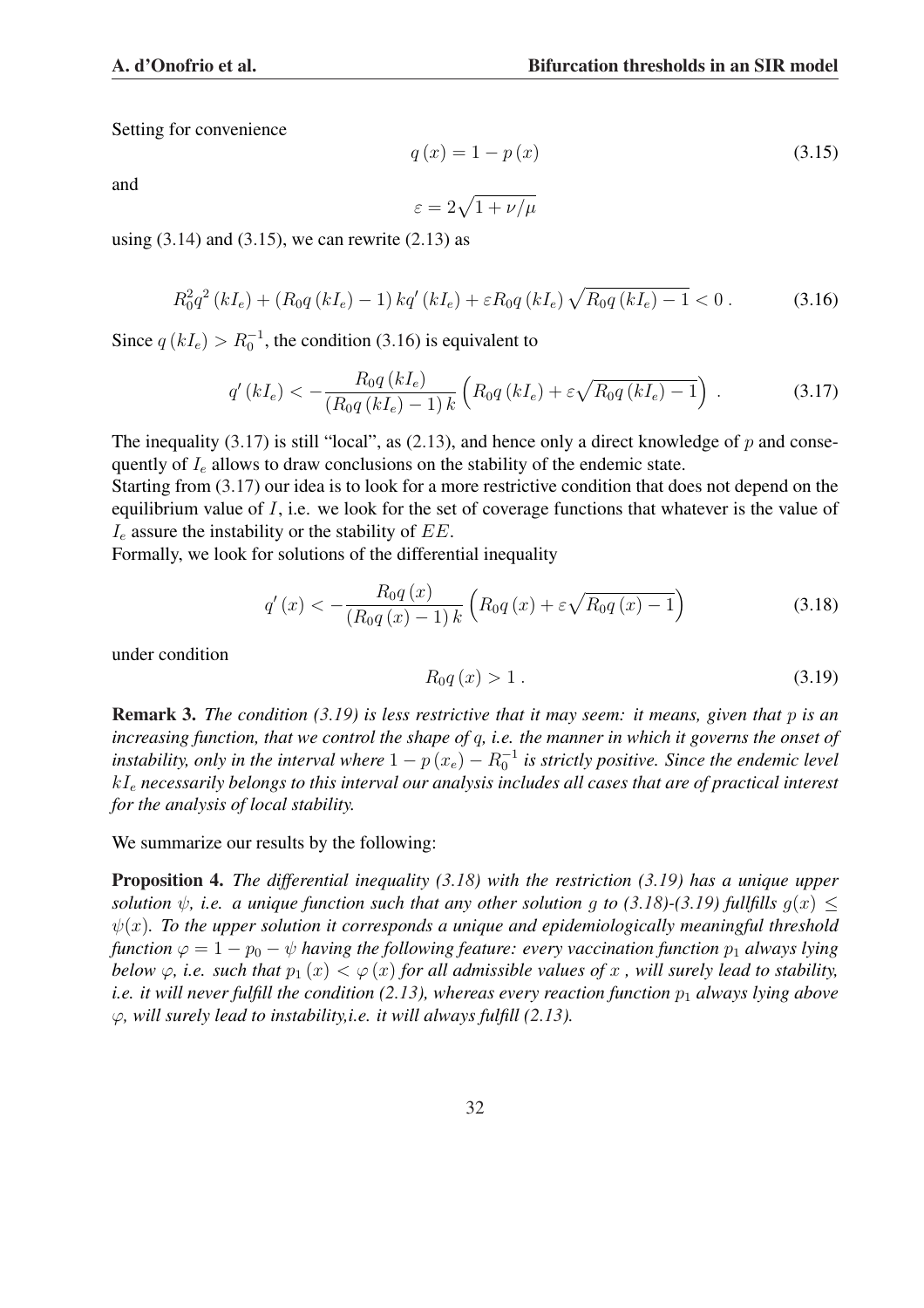Setting for convenience

$$q(x) = 1 - p(x) \tag{3.15}$$

and

$$\varepsilon = 2\sqrt{1 + \nu/\mu}$$

using (3.14) and (3.15), we can rewrite (2.13) as

$$R_0^2 q^2 (kI_e) + (R_0 q (kI_e) - 1) kq' (kI_e) + \varepsilon R_0 q (kI_e) \sqrt{R_0 q (kI_e) - 1} < 0 \, . \tag{3.16}$$

Since $q(kI_e) > R_0^{-1}$, the condition (3.16) is equivalent to

$$q'(kI_e) < -\frac{R_0 q(kI_e)}{(R_0 q(kI_e) - 1) k} \left( R_0 q(kI_e) + \varepsilon \sqrt{R_0 q(kI_e) - 1} \right) \, . \tag{3.17}$$

The inequality (3.17) is still "local", as (2.13), and hence only a direct knowledge of $p$ and consequently of $I_e$ allows to draw conclusions on the stability of the endemic state.
Starting from (3.17) our idea is to look for a more restrictive condition that does not depend on the equilibrium value of $I$, i.e. we look for the set of coverage functions that whatever is the value of $I_e$ assure the instability or the stability of $EE$.
Formally, we look for solutions of the differential inequality

$$q'(x) < -\frac{R_0 q(x)}{(R_0 q(x) - 1) k} \left( R_0 q(x) + \varepsilon \sqrt{R_0 q(x) - 1} \right) \tag{3.18}$$

under condition

$$R_0 q(x) > 1 \, . \tag{3.19}$$

**Remark 3.** *The condition (3.19) is less restrictive that it may seem: it means, given that $p$ is an increasing function, that we control the shape of $q$, i.e. the manner in which it governs the onset of instability, only in the interval where $1 - p(x_e) - R_0^{-1}$ is strictly positive. Since the endemic level $kI_e$ necessarily belongs to this interval our analysis includes all cases that are of practical interest for the analysis of local stability.*

We summarize our results by the following:

**Proposition 4.** *The differential inequality (3.18) with the restriction (3.19) has a unique upper solution $\psi$, i.e. a unique function such that any other solution $g$ to (3.18)-(3.19) fullfills $g(x) \leq \psi(x)$. To the upper solution it corresponds a unique and epidemiologically meaningful threshold function $\varphi = 1 - p_0 - \psi$ having the following feature: every vaccination function $p_1$ always lying below $\varphi$, i.e. such that $p_1(x) < \varphi(x)$ for all admissible values of $x$ , will surely lead to stability, i.e. it will never fulfill the condition (2.13), whereas every reaction function $p_1$ always lying above $\varphi$, will surely lead to instability,i.e. it will always fulfill (2.13).*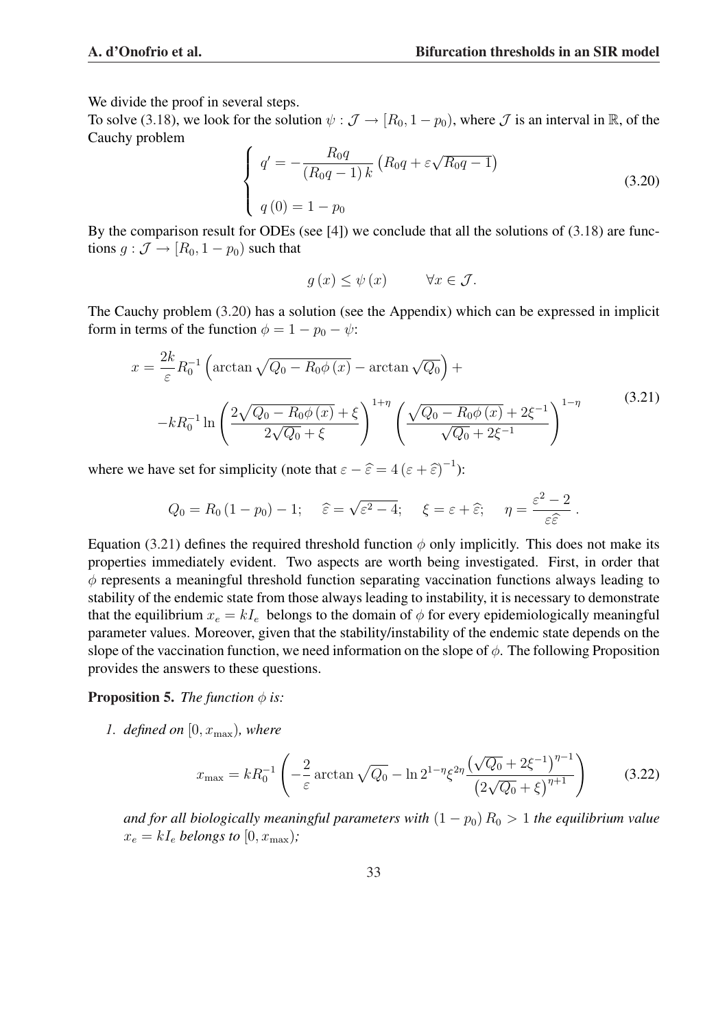We divide the proof in several steps.
To solve (3.18), we look for the solution $\psi : \mathcal{J} \to [R_0, 1-p_0)$, where $\mathcal{J}$ is an interval in $\mathbb{R}$, of the Cauchy problem

$$
\left\{
\begin{array}{l}
q' = -\dfrac{R_0 q}{(R_0 q - 1)\, k} \left( R_0 q + \varepsilon \sqrt{R_0 q - 1} \right) \\
\\
q(0) = 1 - p_0
\end{array}
\right.
\tag{3.20}
$$

By the comparison result for ODEs (see [4]) we conclude that all the solutions of (3.18) are functions $g : \mathcal{J} \to [R_0, 1-p_0)$ such that

$$
g(x) \leq \psi(x) \qquad \forall x \in \mathcal{J}.
$$

The Cauchy problem (3.20) has a solution (see the Appendix) which can be expressed in implicit form in terms of the function $\phi = 1 - p_0 - \psi$:

$$
\begin{aligned}
x = \; & \frac{2k}{\varepsilon} R_0^{-1} \left( \arctan \sqrt{Q_0 - R_0 \phi(x)} - \arctan \sqrt{Q_0} \right) + \\
& - k R_0^{-1} \ln \left( \frac{2\sqrt{Q_0 - R_0 \phi(x)} + \xi}{2\sqrt{Q_0} + \xi} \right)^{1+\eta} \left( \frac{\sqrt{Q_0 - R_0 \phi(x)} + 2\xi^{-1}}{\sqrt{Q_0} + 2\xi^{-1}} \right)^{1-\eta}
\end{aligned}
\tag{3.21}
$$

where we have set for simplicity (note that $\varepsilon - \widehat{\varepsilon} = 4\left(\varepsilon + \widehat{\varepsilon}\right)^{-1}$):

$$
Q_0 = R_0 (1 - p_0) - 1; \quad \widehat{\varepsilon} = \sqrt{\varepsilon^2 - 4}; \quad \xi = \varepsilon + \widehat{\varepsilon}; \quad \eta = \frac{\varepsilon^2 - 2}{\varepsilon \widehat{\varepsilon}}.
$$

Equation (3.21) defines the required threshold function $\phi$ only implicitly. This does not make its properties immediately evident. Two aspects are worth being investigated. First, in order that $\phi$ represents a meaningful threshold function separating vaccination functions always leading to stability of the endemic state from those always leading to instability, it is necessary to demonstrate that the equilibrium $x_e = kI_e$ belongs to the domain of $\phi$ for every epidemiologically meaningful parameter values. Moreover, given that the stability/instability of the endemic state depends on the slope of the vaccination function, we need information on the slope of $\phi$. The following Proposition provides the answers to these questions.

**Proposition 5.** *The function $\phi$ is:*

1. *defined on $[0, x_{\max})$, where*

$$
x_{\max} = k R_0^{-1} \left( -\frac{2}{\varepsilon} \arctan \sqrt{Q_0} - \ln 2^{1-\eta} \xi^{2\eta} \frac{\left(\sqrt{Q_0} + 2\xi^{-1}\right)^{\eta - 1}}{\left(2\sqrt{Q_0} + \xi\right)^{\eta + 1}} \right)
\tag{3.22}
$$

   *and for all biologically meaningful parameters with $(1 - p_0) R_0 > 1$ the equilibrium value $x_e = kI_e$ belongs to $[0, x_{\max})$;*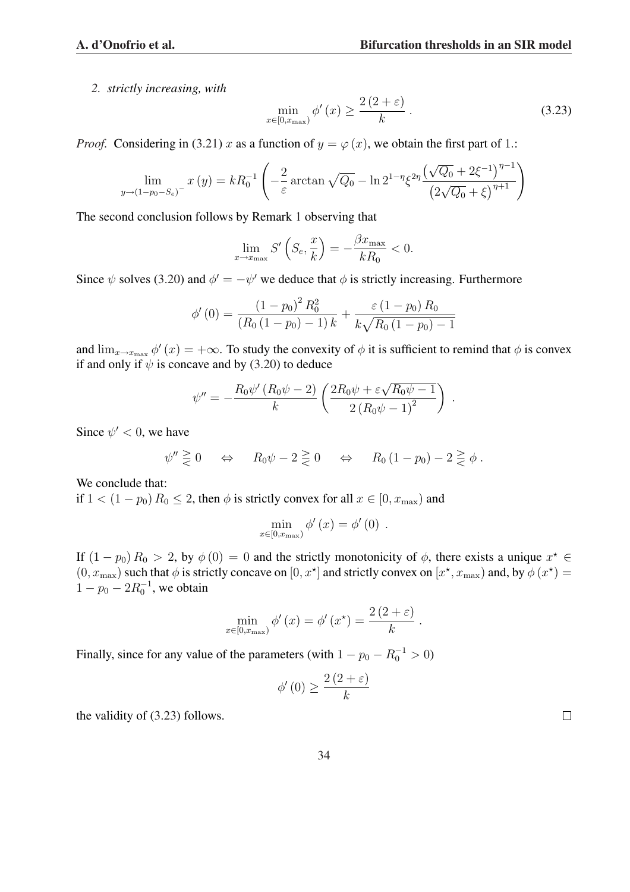2. *strictly increasing, with*

$$\min_{x\in[0,x_{\max})} \phi'(x) \geq \frac{2(2+\varepsilon)}{k} . \tag{3.23}$$

*Proof.* Considering in (3.21) $x$ as a function of $y = \varphi(x)$, we obtain the first part of 1.:

$$\lim_{y\to(1-p_0-S_e)^-} x(y) = kR_0^{-1}\left(-\frac{2}{\varepsilon}\arctan\sqrt{Q_0} - \ln 2^{1-\eta}\xi^{2\eta}\frac{\left(\sqrt{Q_0}+2\xi^{-1}\right)^{\eta-1}}{\left(2\sqrt{Q_0}+\xi\right)^{\eta+1}}\right)$$

The second conclusion follows by Remark 1 observing that

$$\lim_{x\to x_{\max}} S'\left(S_e, \frac{x}{k}\right) = -\frac{\beta x_{\max}}{kR_0} < 0.$$

Since $\psi$ solves (3.20) and $\phi' = -\psi'$ we deduce that $\phi$ is strictly increasing. Furthermore

$$\phi'(0) = \frac{(1-p_0)^2 R_0^2}{(R_0(1-p_0)-1)k} + \frac{\varepsilon(1-p_0)R_0}{k\sqrt{R_0(1-p_0)-1}}$$

and $\lim_{x\to x_{\max}} \phi'(x) = +\infty$. To study the convexity of $\phi$ it is sufficient to remind that $\phi$ is convex if and only if $\psi$ is concave and by (3.20) to deduce

$$\psi'' = -\frac{R_0\psi'(R_0\psi-2)}{k}\left(\frac{2R_0\psi+\varepsilon\sqrt{R_0\psi-1}}{2(R_0\psi-1)^2}\right) .$$

Since $\psi' < 0$, we have

$$\psi'' \gtreqless 0 \quad \Leftrightarrow \quad R_0\psi - 2 \gtreqless 0 \quad \Leftrightarrow \quad R_0(1-p_0) - 2 \gtreqless \phi .$$

We conclude that:
if $1 < (1-p_0)R_0 \leq 2$, then $\phi$ is strictly convex for all $x \in [0, x_{\max})$ and

$$\min_{x\in[0,x_{\max})} \phi'(x) = \phi'(0) .$$

If $(1-p_0)R_0 > 2$, by $\phi(0) = 0$ and the strictly monotonicity of $\phi$, there exists a unique $x^\star \in (0, x_{\max})$ such that $\phi$ is strictly concave on $[0, x^\star]$ and strictly convex on $[x^\star, x_{\max})$ and, by $\phi(x^\star) = 1 - p_0 - 2R_0^{-1}$, we obtain

$$\min_{x\in[0,x_{\max})} \phi'(x) = \phi'(x^\star) = \frac{2(2+\varepsilon)}{k} .$$

Finally, since for any value of the parameters (with $1 - p_0 - R_0^{-1} > 0$)

$$\phi'(0) \geq \frac{2(2+\varepsilon)}{k}$$

the validity of (3.23) follows. $\square$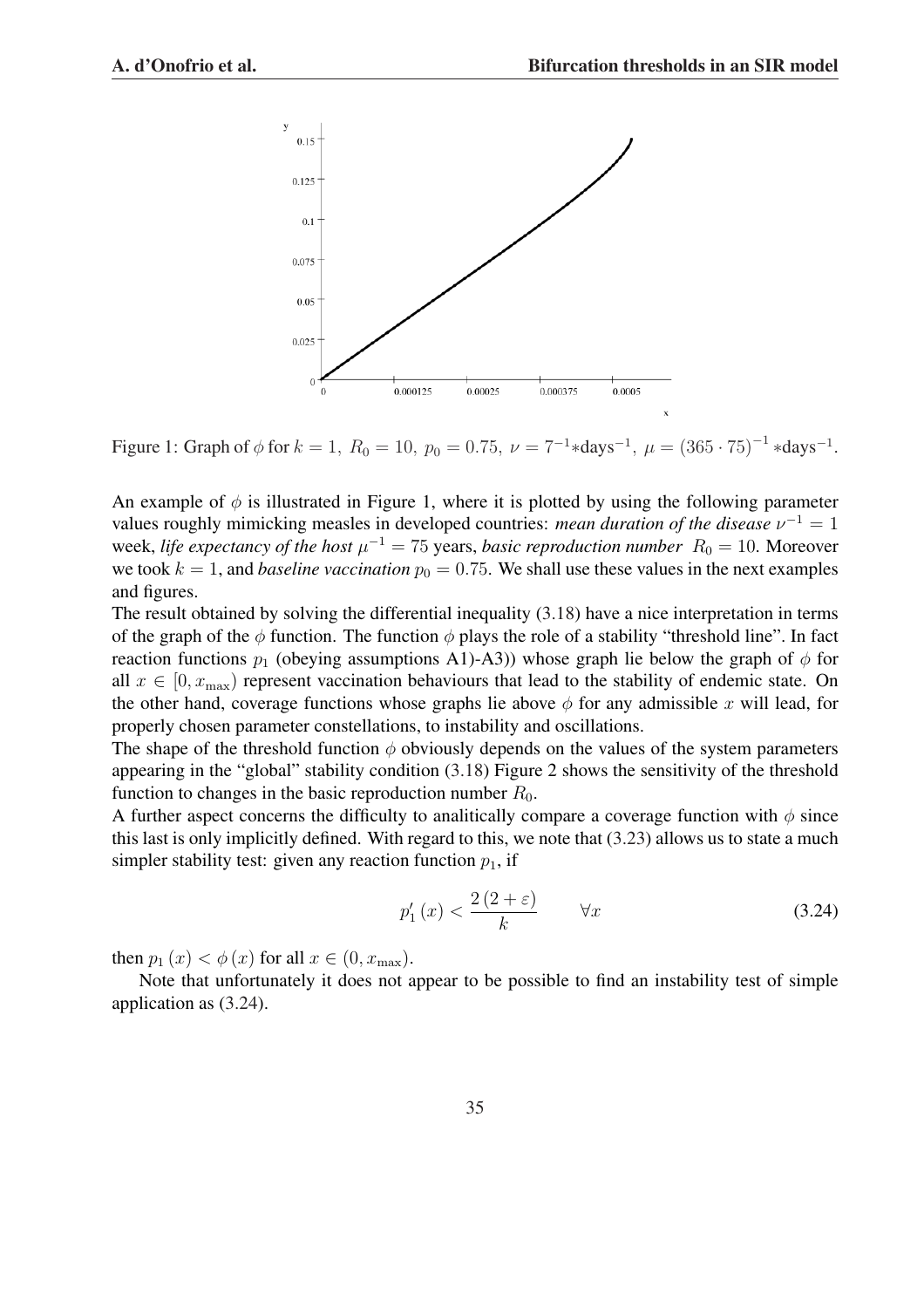Figure 1: Graph of $\phi$ for $k = 1,\ R_0 = 10,\ p_0 = 0.75,\ \nu = 7^{-1}*\text{days}^{-1},\ \mu = (365 \cdot 75)^{-1} *\text{days}^{-1}$.

An example of $\phi$ is illustrated in Figure 1, where it is plotted by using the following parameter values roughly mimicking measles in developed countries: *mean duration of the disease* $\nu^{-1} = 1$ week, *life expectancy of the host* $\mu^{-1} = 75$ years, *basic reproduction number* $R_0 = 10$. Moreover we took $k = 1$, and *baseline vaccination* $p_0 = 0.75$. We shall use these values in the next examples and figures.

The result obtained by solving the differential inequality (3.18) have a nice interpretation in terms of the graph of the $\phi$ function. The function $\phi$ plays the role of a stability "threshold line". In fact reaction functions $p_1$ (obeying assumptions A1)-A3)) whose graph lie below the graph of $\phi$ for all $x \in [0, x_{\max})$ represent vaccination behaviours that lead to the stability of endemic state. On the other hand, coverage functions whose graphs lie above $\phi$ for any admissible $x$ will lead, for properly chosen parameter constellations, to instability and oscillations.

The shape of the threshold function $\phi$ obviously depends on the values of the system parameters appearing in the "global" stability condition (3.18) Figure 2 shows the sensitivity of the threshold function to changes in the basic reproduction number $R_0$.

A further aspect concerns the difficulty to analitically compare a coverage function with $\phi$ since this last is only implicitly defined. With regard to this, we note that (3.23) allows us to state a much simpler stability test: given any reaction function $p_1$, if

$$p_1'(x) < \frac{2(2+\varepsilon)}{k} \qquad \forall x \tag{3.24}$$

then $p_1(x) < \phi(x)$ for all $x \in (0, x_{\max})$.

Note that unfortunately it does not appear to be possible to find an instability test of simple application as (3.24).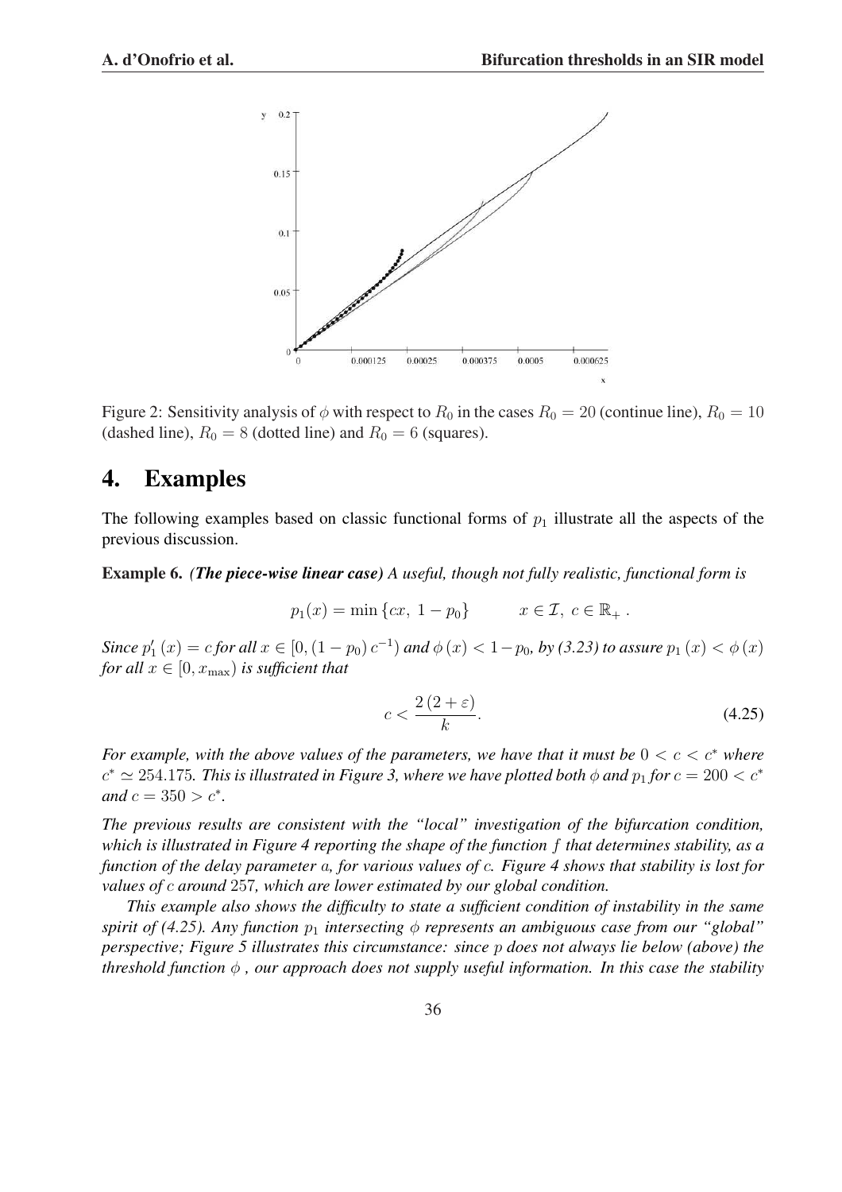Figure 2: Sensitivity analysis of $\phi$ with respect to $R_0$ in the cases $R_0 = 20$ (continue line), $R_0 = 10$ (dashed line), $R_0 = 8$ (dotted line) and $R_0 = 6$ (squares).

# 4. Examples

The following examples based on classic functional forms of $p_1$ illustrate all the aspects of the previous discussion.

**Example 6.** ***(The piece-wise linear case)*** *A useful, though not fully realistic, functional form is*

$$p_1(x) = \min\{cx,\ 1 - p_0\} \qquad x \in \mathcal{I},\ c \in \mathbb{R}_+ .$$

*Since $p_1'(x) = c$ for all $x \in [0, (1 - p_0)\, c^{-1})$ and $\phi(x) < 1 - p_0$, by (3.23) to assure $p_1(x) < \phi(x)$ for all $x \in [0, x_{\max})$ is sufficient that*

$$c < \frac{2\,(2 + \varepsilon)}{k}. \tag{4.25}$$

*For example, with the above values of the parameters, we have that it must be $0 < c < c^*$ where $c^* \simeq 254.175$. This is illustrated in Figure 3, where we have plotted both $\phi$ and $p_1$ for $c = 200 < c^*$ and $c = 350 > c^*$.*

*The previous results are consistent with the "local" investigation of the bifurcation condition, which is illustrated in Figure 4 reporting the shape of the function $f$ that determines stability, as a function of the delay parameter $a$, for various values of $c$. Figure 4 shows that stability is lost for values of $c$ around $257$, which are lower estimated by our global condition.*

*This example also shows the difficulty to state a sufficient condition of instability in the same spirit of (4.25). Any function $p_1$ intersecting $\phi$ represents an ambiguous case from our "global" perspective; Figure 5 illustrates this circumstance: since $p$ does not always lie below (above) the threshold function $\phi$ , our approach does not supply useful information. In this case the stability*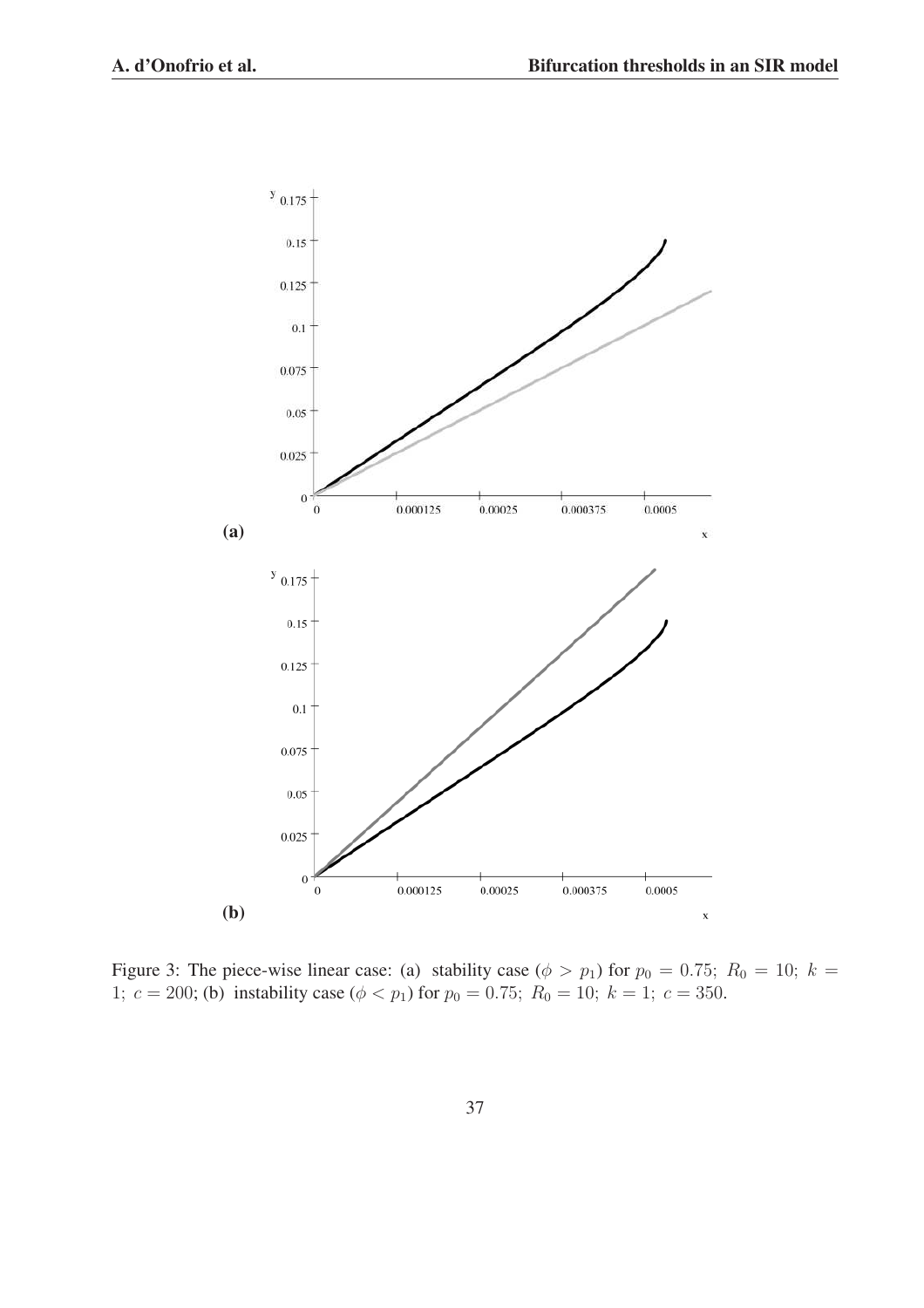Figure 3: The piece-wise linear case: (a) stability case ($\phi > p_1$) for $p_0 = 0.75;\ R_0 = 10;\ k = 1;\ c = 200$; (b) instability case ($\phi < p_1$) for $p_0 = 0.75;\ R_0 = 10;\ k = 1;\ c = 350$.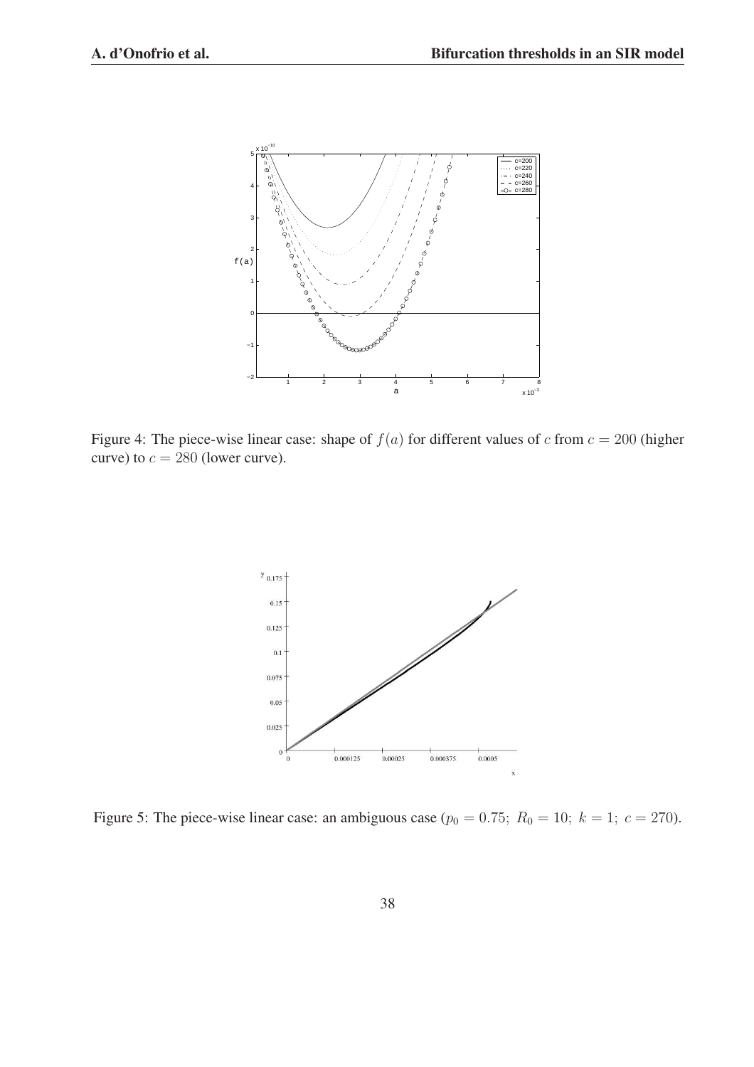Figure 4: The piece-wise linear case: shape of $f(a)$ for different values of $c$ from $c = 200$ (higher curve) to $c = 280$ (lower curve).

Figure 5: The piece-wise linear case: an ambiguous case ($p_0 = 0.75;\ R_0 = 10;\ k = 1;\ c = 270$).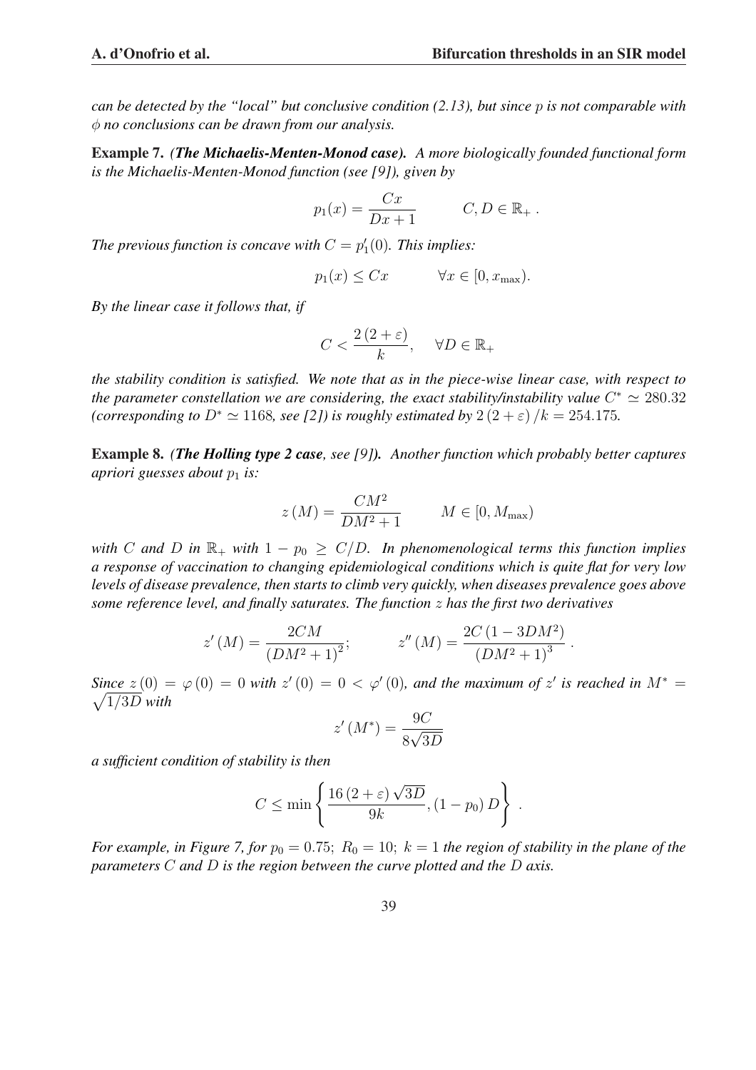*can be detected by the "local" but conclusive condition (2.13), but since $p$ is not comparable with $\phi$ no conclusions can be drawn from our analysis.*

**Example 7.** ***(The Michaelis-Menten-Monod case).*** *A more biologically founded functional form is the Michaelis-Menten-Monod function (see [9]), given by*

$$p_1(x) = \frac{Cx}{Dx+1} \qquad C, D \in \mathbb{R}_+ .$$

*The previous function is concave with $C = p_1'(0)$. This implies:*

$$p_1(x) \leq Cx \qquad \forall x \in [0, x_{\max}).$$

*By the linear case it follows that, if*

$$C < \frac{2\,(2+\varepsilon)}{k}, \quad \forall D \in \mathbb{R}_+$$

*the stability condition is satisfied. We note that as in the piece-wise linear case, with respect to the parameter constellation we are considering, the exact stability/instability value $C^* \simeq 280.32$ (corresponding to $D^* \simeq 1168$, see [2]) is roughly estimated by $2\,(2+\varepsilon)\,/k = 254.175$.*

**Example 8.** ***(The Holling type 2 case**, see [9]).* *Another function which probably better captures apriori guesses about $p_1$ is:*

$$z\,(M) = \frac{CM^2}{DM^2+1} \qquad M \in [0, M_{\max})$$

*with $C$ and $D$ in $\mathbb{R}_+$ with $1 - p_0 \geq C/D$. In phenomenological terms this function implies a response of vaccination to changing epidemiological conditions which is quite flat for very low levels of disease prevalence, then starts to climb very quickly, when diseases prevalence goes above some reference level, and finally saturates. The function $z$ has the first two derivatives*

$$z'\,(M) = \frac{2CM}{(DM^2+1)^2}; \qquad z''\,(M) = \frac{2C\,(1-3DM^2)}{(DM^2+1)^3} .$$

*Since $z\,(0) = \varphi\,(0) = 0$ with $z'\,(0) = 0 < \varphi'\,(0)$, and the maximum of $z'$ is reached in $M^* = \sqrt{1/3D}$ with*

$$z'\,(M^*) = \frac{9C}{8\sqrt{3D}}$$

*a sufficient condition of stability is then*

$$C \leq \min\left\{ \frac{16\,(2+\varepsilon)\,\sqrt{3D}}{9k}, (1-p_0)\,D \right\} .$$

*For example, in Figure 7, for $p_0 = 0.75;\ R_0 = 10;\ k = 1$ the region of stability in the plane of the parameters $C$ and $D$ is the region between the curve plotted and the $D$ axis.*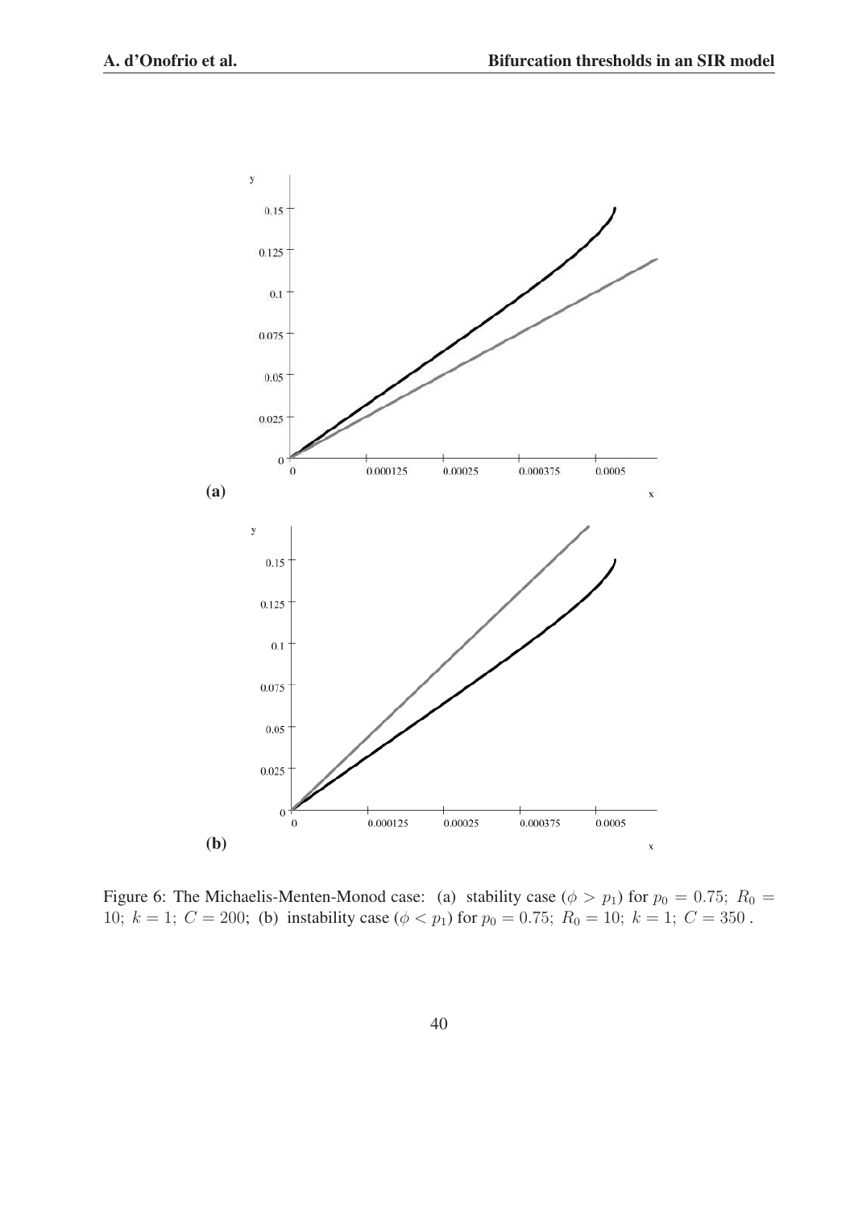Figure 6: The Michaelis-Menten-Monod case: (a) stability case ($\phi > p_1$) for $p_0 = 0.75;\ R_0 = 10;\ k = 1;\ C = 200$; (b) instability case ($\phi < p_1$) for $p_0 = 0.75;\ R_0 = 10;\ k = 1;\ C = 350$ .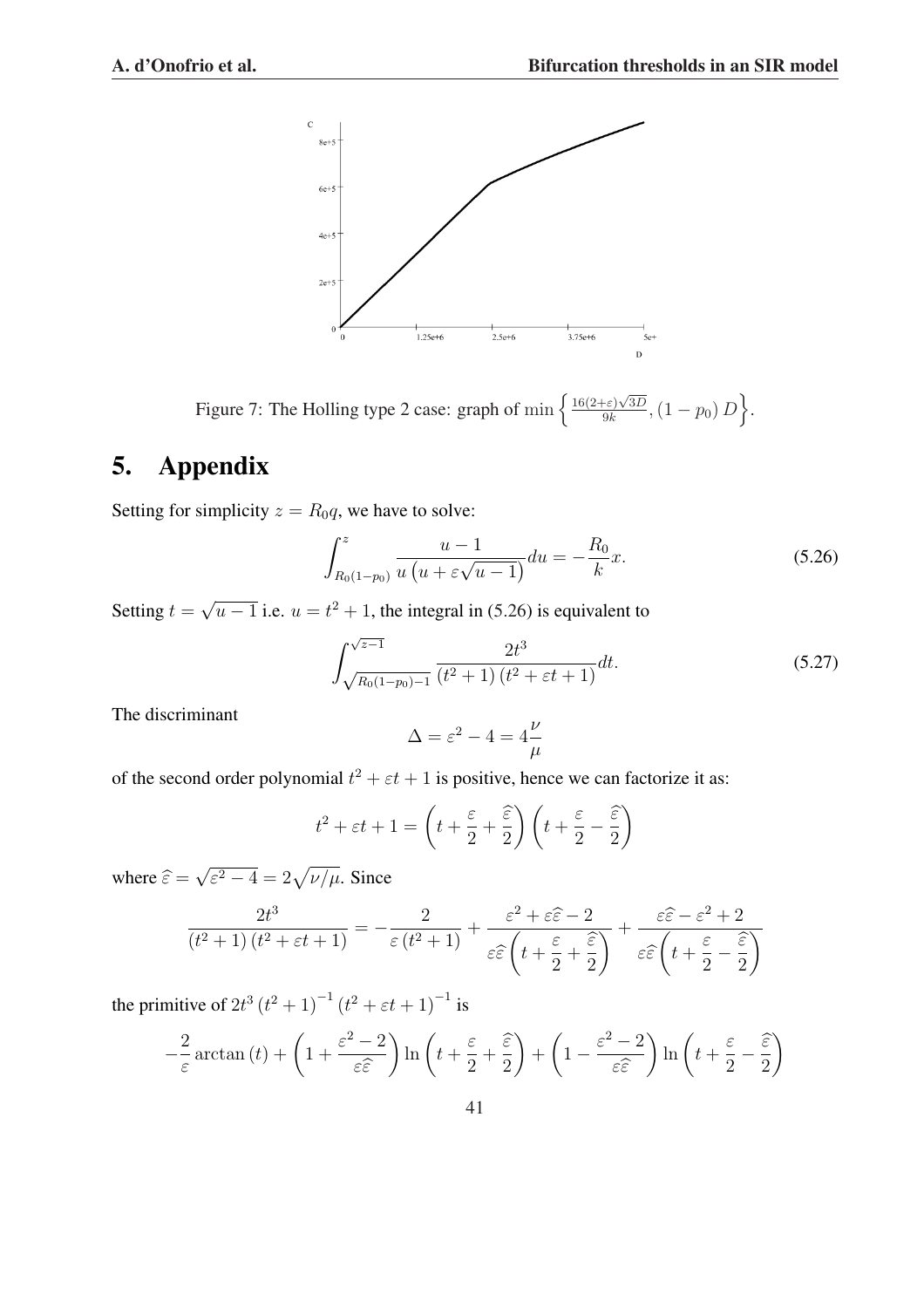Figure 7: The Holling type 2 case: graph of $\min\left\{\frac{16(2+\varepsilon)\sqrt{3D}}{9k}, (1-p_0)\,D\right\}$.

# 5. Appendix

Setting for simplicity $z = R_0 q$, we have to solve:

$$\int_{R_0(1-p_0)}^{z} \frac{u-1}{u\left(u+\varepsilon\sqrt{u-1}\right)}du = -\frac{R_0}{k}x. \tag{5.26}$$

Setting $t = \sqrt{u-1}$ i.e. $u = t^2+1$, the integral in (5.26) is equivalent to

$$\int_{\sqrt{R_0(1-p_0)-1}}^{\sqrt{z-1}} \frac{2t^3}{\left(t^2+1\right)\left(t^2+\varepsilon t+1\right)}dt. \tag{5.27}$$

The discriminant

$$\Delta = \varepsilon^2 - 4 = 4\frac{\nu}{\mu}$$

of the second order polynomial $t^2+\varepsilon t+1$ is positive, hence we can factorize it as:

$$t^2+\varepsilon t+1 = \left(t+\frac{\varepsilon}{2}+\frac{\widehat{\varepsilon}}{2}\right)\left(t+\frac{\varepsilon}{2}-\frac{\widehat{\varepsilon}}{2}\right)$$

where $\widehat{\varepsilon} = \sqrt{\varepsilon^2-4} = 2\sqrt{\nu/\mu}$. Since

$$\frac{2t^3}{\left(t^2+1\right)\left(t^2+\varepsilon t+1\right)} = -\frac{2}{\varepsilon\left(t^2+1\right)} + \frac{\varepsilon^2+\varepsilon\widehat{\varepsilon}-2}{\varepsilon\widehat{\varepsilon}\left(t+\dfrac{\varepsilon}{2}+\dfrac{\widehat{\varepsilon}}{2}\right)} + \frac{\varepsilon\widehat{\varepsilon}-\varepsilon^2+2}{\varepsilon\widehat{\varepsilon}\left(t+\dfrac{\varepsilon}{2}-\dfrac{\widehat{\varepsilon}}{2}\right)}$$

the primitive of $2t^3\left(t^2+1\right)^{-1}\left(t^2+\varepsilon t+1\right)^{-1}$ is

$$-\frac{2}{\varepsilon}\arctan(t) + \left(1+\frac{\varepsilon^2-2}{\varepsilon\widehat{\varepsilon}}\right)\ln\left(t+\frac{\varepsilon}{2}+\frac{\widehat{\varepsilon}}{2}\right) + \left(1-\frac{\varepsilon^2-2}{\varepsilon\widehat{\varepsilon}}\right)\ln\left(t+\frac{\varepsilon}{2}-\frac{\widehat{\varepsilon}}{2}\right)$$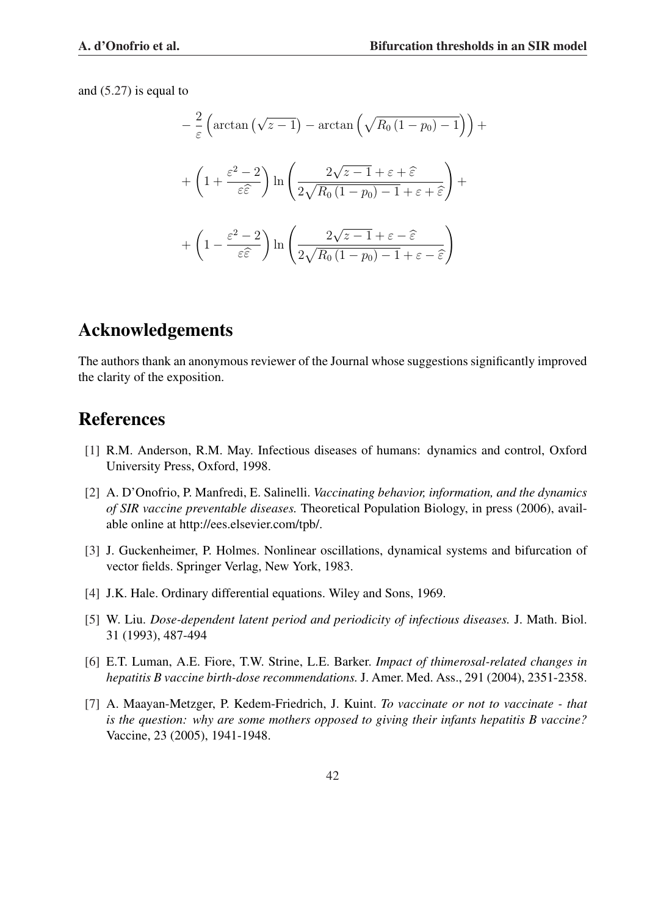and (5.27) is equal to

$$
-\frac{2}{\varepsilon}\left(\arctan\left(\sqrt{z-1}\right)-\arctan\left(\sqrt{R_0\left(1-p_0\right)-1}\right)\right)+
$$

$$
+\left(1+\frac{\varepsilon^2-2}{\varepsilon\widehat{\varepsilon}}\right)\ln\left(\frac{2\sqrt{z-1}+\varepsilon+\widehat{\varepsilon}}{2\sqrt{R_0\left(1-p_0\right)-1}+\varepsilon+\widehat{\varepsilon}}\right)+
$$

$$
+\left(1-\frac{\varepsilon^2-2}{\varepsilon\widehat{\varepsilon}}\right)\ln\left(\frac{2\sqrt{z-1}+\varepsilon-\widehat{\varepsilon}}{2\sqrt{R_0\left(1-p_0\right)-1}+\varepsilon-\widehat{\varepsilon}}\right)
$$

# Acknowledgements

The authors thank an anonymous reviewer of the Journal whose suggestions significantly improved the clarity of the exposition.

# References

[1] R.M. Anderson, R.M. May. Infectious diseases of humans: dynamics and control, Oxford University Press, Oxford, 1998.

[2] A. D'Onofrio, P. Manfredi, E. Salinelli. *Vaccinating behavior, information, and the dynamics of SIR vaccine preventable diseases.* Theoretical Population Biology, in press (2006), available online at http://ees.elsevier.com/tpb/.

[3] J. Guckenheimer, P. Holmes. Nonlinear oscillations, dynamical systems and bifurcation of vector fields. Springer Verlag, New York, 1983.

[4] J.K. Hale. Ordinary differential equations. Wiley and Sons, 1969.

[5] W. Liu. *Dose-dependent latent period and periodicity of infectious diseases.* J. Math. Biol. 31 (1993), 487-494

[6] E.T. Luman, A.E. Fiore, T.W. Strine, L.E. Barker. *Impact of thimerosal-related changes in hepatitis B vaccine birth-dose recommendations.* J. Amer. Med. Ass., 291 (2004), 2351-2358.

[7] A. Maayan-Metzger, P. Kedem-Friedrich, J. Kuint. *To vaccinate or not to vaccinate - that is the question: why are some mothers opposed to giving their infants hepatitis B vaccine?* Vaccine, 23 (2005), 1941-1948.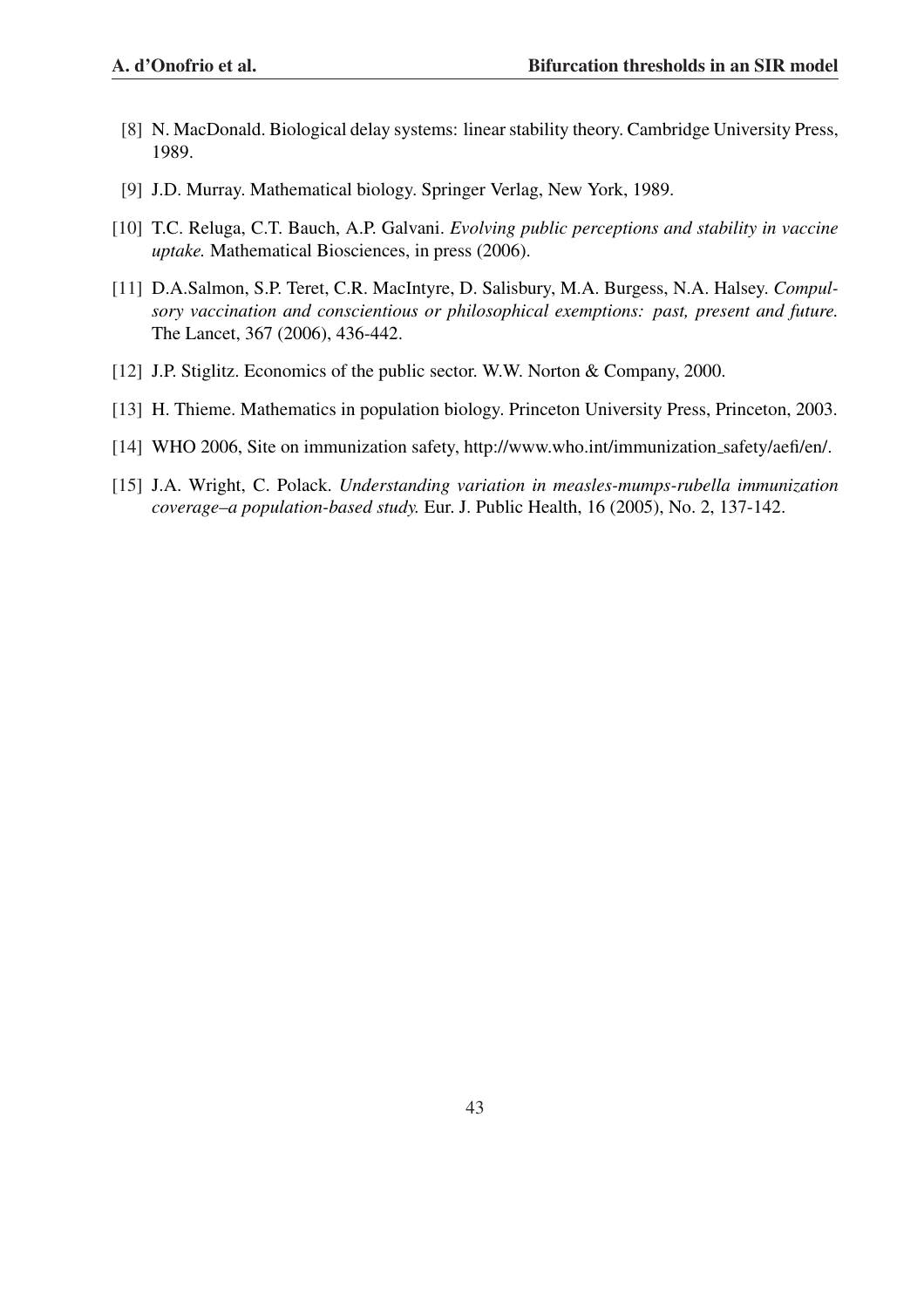[8] N. MacDonald. Biological delay systems: linear stability theory. Cambridge University Press, 1989.

[9] J.D. Murray. Mathematical biology. Springer Verlag, New York, 1989.

[10] T.C. Reluga, C.T. Bauch, A.P. Galvani. *Evolving public perceptions and stability in vaccine uptake.* Mathematical Biosciences, in press (2006).

[11] D.A.Salmon, S.P. Teret, C.R. MacIntyre, D. Salisbury, M.A. Burgess, N.A. Halsey. *Compulsory vaccination and conscientious or philosophical exemptions: past, present and future.* The Lancet, 367 (2006), 436-442.

[12] J.P. Stiglitz. Economics of the public sector. W.W. Norton & Company, 2000.

[13] H. Thieme. Mathematics in population biology. Princeton University Press, Princeton, 2003.

[14] WHO 2006, Site on immunization safety, http://www.who.int/immunization_safety/aefi/en/.

[15] J.A. Wright, C. Polack. *Understanding variation in measles-mumps-rubella immunization coverage–a population-based study.* Eur. J. Public Health, 16 (2005), No. 2, 137-142.